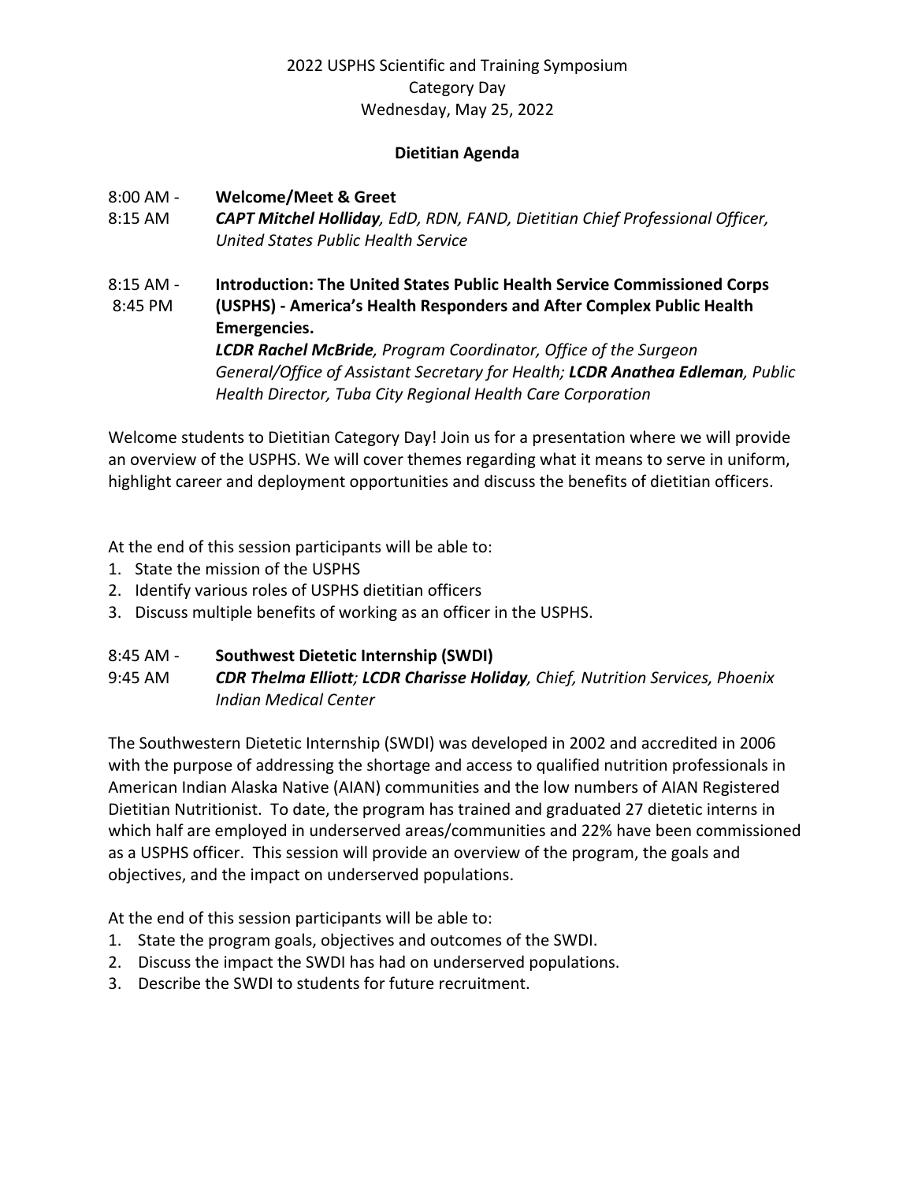2022 USPHS Scientific and Training Symposium
Category Day
Wednesday, May 25, 2022

**Dietitian Agenda**

8:00 AM - 8:15 AM **Welcome/Meet & Greet**
***CAPT Mitchel Holliday**, EdD, RDN, FAND, Dietitian Chief Professional Officer, United States Public Health Service*

8:15 AM - 8:45 PM **Introduction: The United States Public Health Service Commissioned Corps (USPHS) - America's Health Responders and After Complex Public Health Emergencies.**
***LCDR Rachel McBride**, Program Coordinator, Office of the Surgeon General/Office of Assistant Secretary for Health; **LCDR Anathea Edleman**, Public Health Director, Tuba City Regional Health Care Corporation*

Welcome students to Dietitian Category Day! Join us for a presentation where we will provide an overview of the USPHS. We will cover themes regarding what it means to serve in uniform, highlight career and deployment opportunities and discuss the benefits of dietitian officers.

At the end of this session participants will be able to:
1. State the mission of the USPHS
2. Identify various roles of USPHS dietitian officers
3. Discuss multiple benefits of working as an officer in the USPHS.

8:45 AM - 9:45 AM **Southwest Dietetic Internship (SWDI)**
***CDR Thelma Elliott**; **LCDR Charisse Holiday**, Chief, Nutrition Services, Phoenix Indian Medical Center*

The Southwestern Dietetic Internship (SWDI) was developed in 2002 and accredited in 2006 with the purpose of addressing the shortage and access to qualified nutrition professionals in American Indian Alaska Native (AIAN) communities and the low numbers of AIAN Registered Dietitian Nutritionist. To date, the program has trained and graduated 27 dietetic interns in which half are employed in underserved areas/communities and 22% have been commissioned as a USPHS officer. This session will provide an overview of the program, the goals and objectives, and the impact on underserved populations.

At the end of this session participants will be able to:
1. State the program goals, objectives and outcomes of the SWDI.
2. Discuss the impact the SWDI has had on underserved populations.
3. Describe the SWDI to students for future recruitment.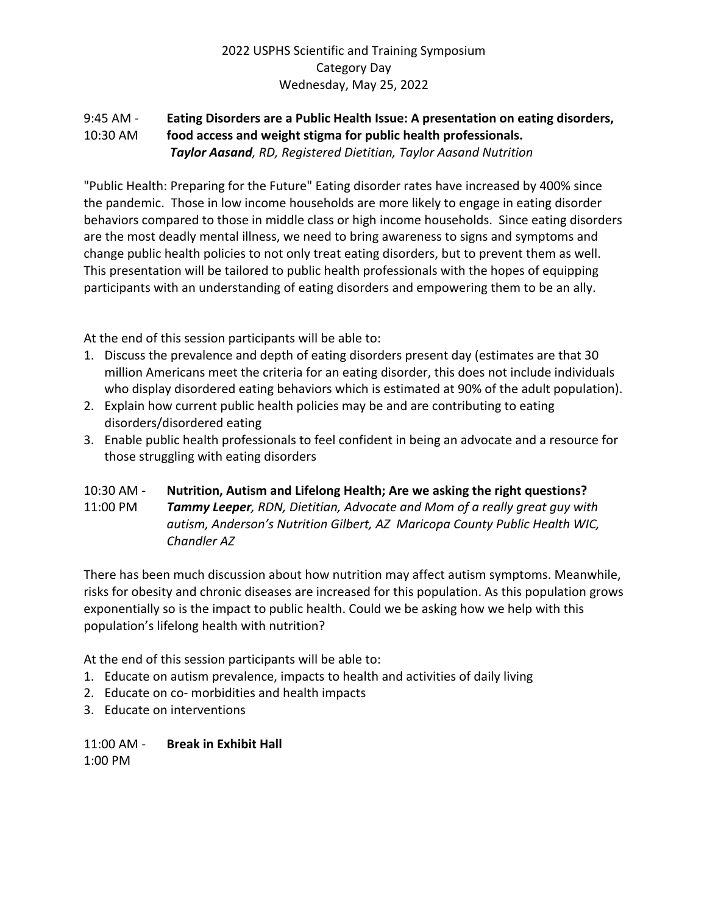2022 USPHS Scientific and Training Symposium
Category Day
Wednesday, May 25, 2022

9:45 AM - 10:30 AM **Eating Disorders are a Public Health Issue: A presentation on eating disorders, food access and weight stigma for public health professionals.**
***Taylor Aasand****, RD, Registered Dietitian, Taylor Aasand Nutrition*

"Public Health: Preparing for the Future" Eating disorder rates have increased by 400% since the pandemic. Those in low income households are more likely to engage in eating disorder behaviors compared to those in middle class or high income households. Since eating disorders are the most deadly mental illness, we need to bring awareness to signs and symptoms and change public health policies to not only treat eating disorders, but to prevent them as well. This presentation will be tailored to public health professionals with the hopes of equipping participants with an understanding of eating disorders and empowering them to be an ally.

At the end of this session participants will be able to:

1. Discuss the prevalence and depth of eating disorders present day (estimates are that 30 million Americans meet the criteria for an eating disorder, this does not include individuals who display disordered eating behaviors which is estimated at 90% of the adult population).
2. Explain how current public health policies may be and are contributing to eating disorders/disordered eating
3. Enable public health professionals to feel confident in being an advocate and a resource for those struggling with eating disorders

10:30 AM - 11:00 PM **Nutrition, Autism and Lifelong Health; Are we asking the right questions?**
***Tammy Leeper****, RDN, Dietitian, Advocate and Mom of a really great guy with autism, Anderson's Nutrition Gilbert, AZ Maricopa County Public Health WIC, Chandler AZ*

There has been much discussion about how nutrition may affect autism symptoms. Meanwhile, risks for obesity and chronic diseases are increased for this population. As this population grows exponentially so is the impact to public health. Could we be asking how we help with this population's lifelong health with nutrition?

At the end of this session participants will be able to:

1. Educate on autism prevalence, impacts to health and activities of daily living
2. Educate on co- morbidities and health impacts
3. Educate on interventions

11:00 AM - 1:00 PM **Break in Exhibit Hall**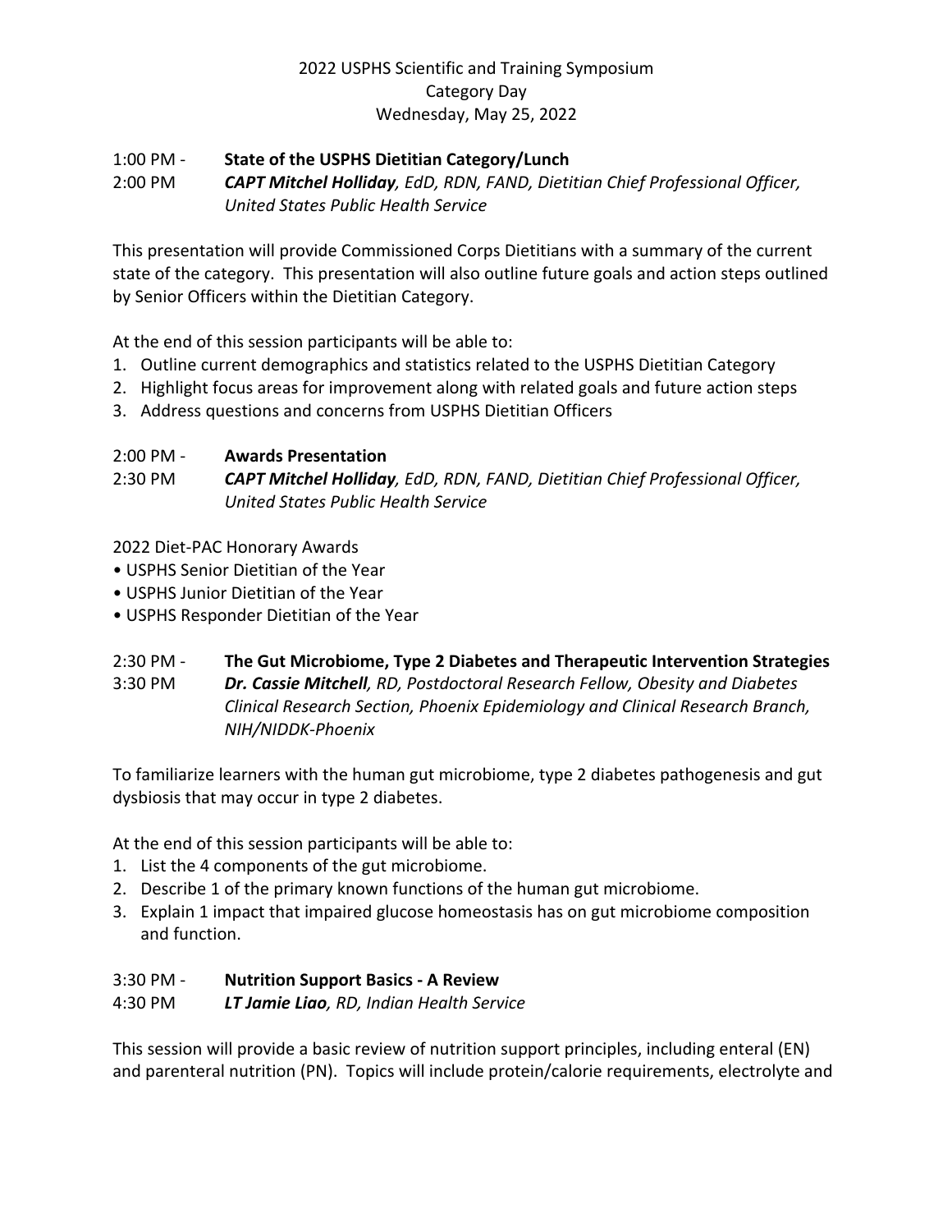2022 USPHS Scientific and Training Symposium
Category Day
Wednesday, May 25, 2022

1:00 PM - 2:00 PM **State of the USPHS Dietitian Category/Lunch**
***CAPT Mitchel Holliday**, EdD, RDN, FAND, Dietitian Chief Professional Officer, United States Public Health Service*

This presentation will provide Commissioned Corps Dietitians with a summary of the current state of the category. This presentation will also outline future goals and action steps outlined by Senior Officers within the Dietitian Category.

At the end of this session participants will be able to:

1. Outline current demographics and statistics related to the USPHS Dietitian Category
2. Highlight focus areas for improvement along with related goals and future action steps
3. Address questions and concerns from USPHS Dietitian Officers

2:00 PM - 2:30 PM **Awards Presentation**
***CAPT Mitchel Holliday**, EdD, RDN, FAND, Dietitian Chief Professional Officer, United States Public Health Service*

2022 Diet-PAC Honorary Awards

- USPHS Senior Dietitian of the Year
- USPHS Junior Dietitian of the Year
- USPHS Responder Dietitian of the Year

2:30 PM - 3:30 PM **The Gut Microbiome, Type 2 Diabetes and Therapeutic Intervention Strategies**
***Dr. Cassie Mitchell**, RD, Postdoctoral Research Fellow, Obesity and Diabetes Clinical Research Section, Phoenix Epidemiology and Clinical Research Branch, NIH/NIDDK-Phoenix*

To familiarize learners with the human gut microbiome, type 2 diabetes pathogenesis and gut dysbiosis that may occur in type 2 diabetes.

At the end of this session participants will be able to:

1. List the 4 components of the gut microbiome.
2. Describe 1 of the primary known functions of the human gut microbiome.
3. Explain 1 impact that impaired glucose homeostasis has on gut microbiome composition and function.

3:30 PM - 4:30 PM **Nutrition Support Basics - A Review**
***LT Jamie Liao**, RD, Indian Health Service*

This session will provide a basic review of nutrition support principles, including enteral (EN) and parenteral nutrition (PN). Topics will include protein/calorie requirements, electrolyte and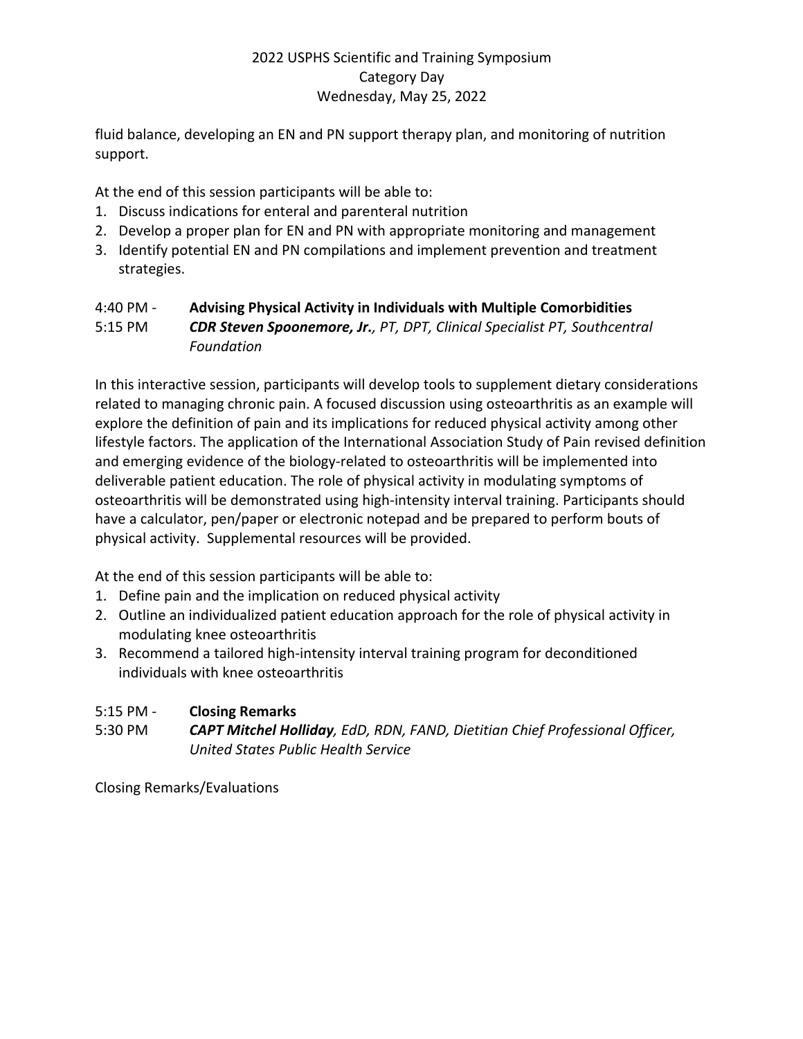fluid balance, developing an EN and PN support therapy plan, and monitoring of nutrition support.

At the end of this session participants will be able to:

1. Discuss indications for enteral and parenteral nutrition
2. Develop a proper plan for EN and PN with appropriate monitoring and management
3. Identify potential EN and PN compilations and implement prevention and treatment strategies.

4:40 PM - 5:15 PM **Advising Physical Activity in Individuals with Multiple Comorbidities**
***CDR Steven Spoonemore, Jr.****, PT, DPT, Clinical Specialist PT, Southcentral Foundation*

In this interactive session, participants will develop tools to supplement dietary considerations related to managing chronic pain. A focused discussion using osteoarthritis as an example will explore the definition of pain and its implications for reduced physical activity among other lifestyle factors. The application of the International Association Study of Pain revised definition and emerging evidence of the biology-related to osteoarthritis will be implemented into deliverable patient education. The role of physical activity in modulating symptoms of osteoarthritis will be demonstrated using high-intensity interval training. Participants should have a calculator, pen/paper or electronic notepad and be prepared to perform bouts of physical activity. Supplemental resources will be provided.

At the end of this session participants will be able to:

1. Define pain and the implication on reduced physical activity
2. Outline an individualized patient education approach for the role of physical activity in modulating knee osteoarthritis
3. Recommend a tailored high-intensity interval training program for deconditioned individuals with knee osteoarthritis

5:15 PM - 5:30 PM **Closing Remarks**
***CAPT Mitchel Holliday****, EdD, RDN, FAND, Dietitian Chief Professional Officer, United States Public Health Service*

Closing Remarks/Evaluations